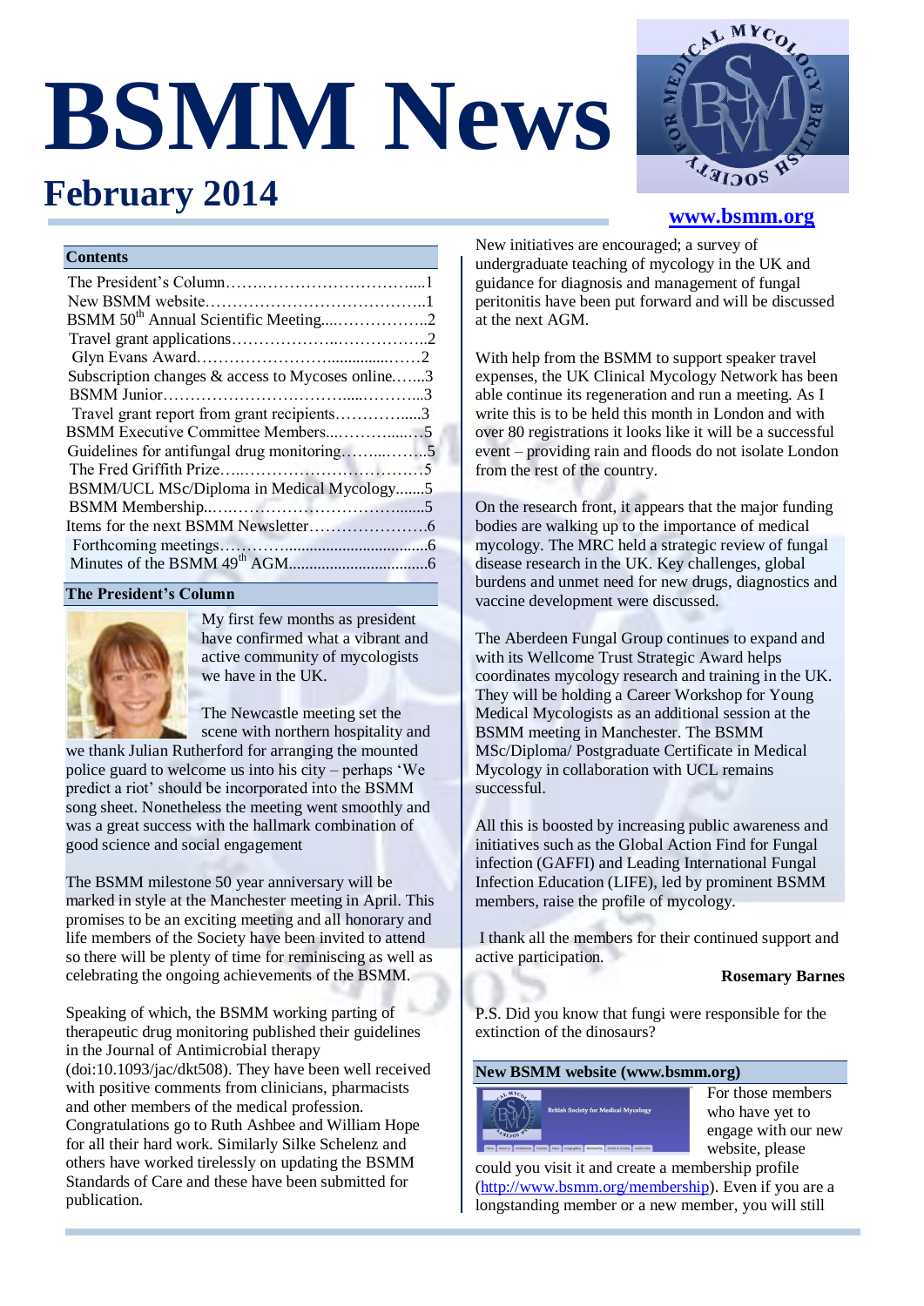# BSMM News

## February 2014

www.bsmm.org

### Contents

| | |
|---|---|
| The President's Column | 1 |
| New BSMM website | 1 |
| BSMM 50th Annual Scientific Meeting | 2 |
| Travel grant applications | 2 |
| Glyn Evans Award | 2 |
| Subscription changes & access to Mycoses online | 3 |
| BSMM Junior | 3 |
| Travel grant report from grant recipients | 3 |
| BSMM Executive Committee Members | 5 |
| Guidelines for antifungal drug monitoring | 5 |
| The Fred Griffith Prize | 5 |
| BSMM/UCL MSc/Diploma in Medical Mycology | 5 |
| BSMM Membership | 5 |
| Items for the next BSMM Newsletter | 6 |
| Forthcoming meetings | 6 |
| Minutes of the BSMM 49th AGM | 6 |

### The President's Column

My first few months as president have confirmed what a vibrant and active community of mycologists we have in the UK.

The Newcastle meeting set the scene with northern hospitality and we thank Julian Rutherford for arranging the mounted police guard to welcome us into his city – perhaps 'We predict a riot' should be incorporated into the BSMM song sheet. Nonetheless the meeting went smoothly and was a great success with the hallmark combination of good science and social engagement

The BSMM milestone 50 year anniversary will be marked in style at the Manchester meeting in April. This promises to be an exciting meeting and all honorary and life members of the Society have been invited to attend so there will be plenty of time for reminiscing as well as celebrating the ongoing achievements of the BSMM.

Speaking of which, the BSMM working parting of therapeutic drug monitoring published their guidelines in the Journal of Antimicrobial therapy (doi:10.1093/jac/dkt508). They have been well received with positive comments from clinicians, pharmacists and other members of the medical profession. Congratulations go to Ruth Ashbee and William Hope for all their hard work. Similarly Silke Schelenz and others have worked tirelessly on updating the BSMM Standards of Care and these have been submitted for publication.

New initiatives are encouraged; a survey of undergraduate teaching of mycology in the UK and guidance for diagnosis and management of fungal peritonitis have been put forward and will be discussed at the next AGM.

With help from the BSMM to support speaker travel expenses, the UK Clinical Mycology Network has been able continue its regeneration and run a meeting. As I write this is to be held this month in London and with over 80 registrations it looks like it will be a successful event – providing rain and floods do not isolate London from the rest of the country.

On the research front, it appears that the major funding bodies are walking up to the importance of medical mycology. The MRC held a strategic review of fungal disease research in the UK. Key challenges, global burdens and unmet need for new drugs, diagnostics and vaccine development were discussed.

The Aberdeen Fungal Group continues to expand and with its Wellcome Trust Strategic Award helps coordinates mycology research and training in the UK. They will be holding a Career Workshop for Young Medical Mycologists as an additional session at the BSMM meeting in Manchester. The BSMM MSc/Diploma/ Postgraduate Certificate in Medical Mycology in collaboration with UCL remains successful.

All this is boosted by increasing public awareness and initiatives such as the Global Action Find for Fungal infection (GAFFI) and Leading International Fungal Infection Education (LIFE), led by prominent BSMM members, raise the profile of mycology.

I thank all the members for their continued support and active participation.

**Rosemary Barnes**

P.S. Did you know that fungi were responsible for the extinction of the dinosaurs?

### New BSMM website (www.bsmm.org)

For those members who have yet to engage with our new website, please could you visit it and create a membership profile (http://www.bsmm.org/membership). Even if you are a longstanding member or a new member, you will still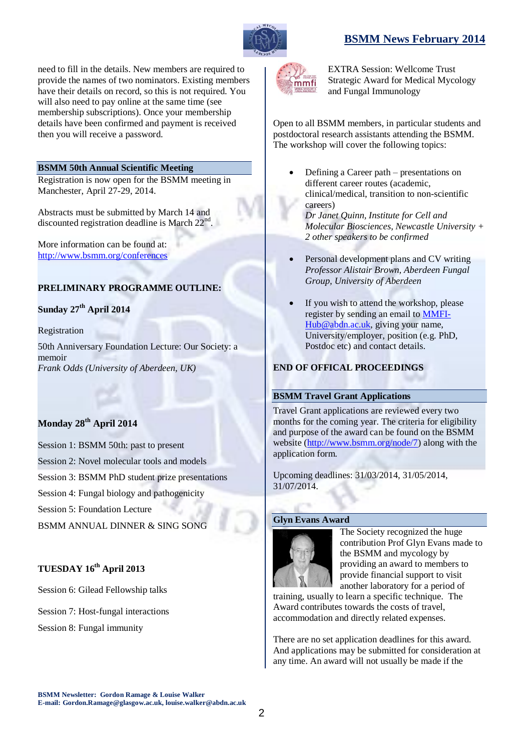need to fill in the details. New members are required to provide the names of two nominators. Existing members have their details on record, so this is not required. You will also need to pay online at the same time (see membership subscriptions). Once your membership details have been confirmed and payment is received then you will receive a password.

## BSMM 50th Annual Scientific Meeting

Registration is now open for the BSMM meeting in Manchester, April 27-29, 2014.

Abstracts must be submitted by March 14 and discounted registration deadline is March 22nd.

More information can be found at:
http://www.bsmm.org/conferences

**PRELIMINARY PROGRAMME OUTLINE:**

**Sunday 27th April 2014**

Registration

50th Anniversary Foundation Lecture: Our Society: a memoir
*Frank Odds (University of Aberdeen, UK)*

**Monday 28th April 2014**

Session 1: BSMM 50th: past to present

Session 2: Novel molecular tools and models

Session 3: BSMM PhD student prize presentations

Session 4: Fungal biology and pathogenicity

Session 5: Foundation Lecture

BSMM ANNUAL DINNER & SING SONG

**TUESDAY 16th April 2013**

Session 6: Gilead Fellowship talks

Session 7: Host-fungal interactions

Session 8: Fungal immunity

EXTRA Session: Wellcome Trust Strategic Award for Medical Mycology and Fungal Immunology

Open to all BSMM members, in particular students and postdoctoral research assistants attending the BSMM. The workshop will cover the following topics:

- Defining a Career path – presentations on different career routes (academic, clinical/medical, transition to non-scientific careers)
  *Dr Janet Quinn, Institute for Cell and Molecular Biosciences, Newcastle University + 2 other speakers to be confirmed*

- Personal development plans and CV writing
  *Professor Alistair Brown, Aberdeen Fungal Group, University of Aberdeen*

- If you wish to attend the workshop, please register by sending an email to MMFI-Hub@abdn.ac.uk, giving your name, University/employer, position (e.g. PhD, Postdoc etc) and contact details.

**END OF OFFICAL PROCEEDINGS**

## BSMM Travel Grant Applications

Travel Grant applications are reviewed every two months for the coming year. The criteria for eligibility and purpose of the award can be found on the BSMM website (http://www.bsmm.org/node/7) along with the application form.

Upcoming deadlines: 31/03/2014, 31/05/2014, 31/07/2014.

## Glyn Evans Award

The Society recognized the huge contribution Prof Glyn Evans made to the BSMM and mycology by providing an award to members to provide financial support to visit another laboratory for a period of training, usually to learn a specific technique. The Award contributes towards the costs of travel, accommodation and directly related expenses.

There are no set application deadlines for this award. And applications may be submitted for consideration at any time. An award will not usually be made if the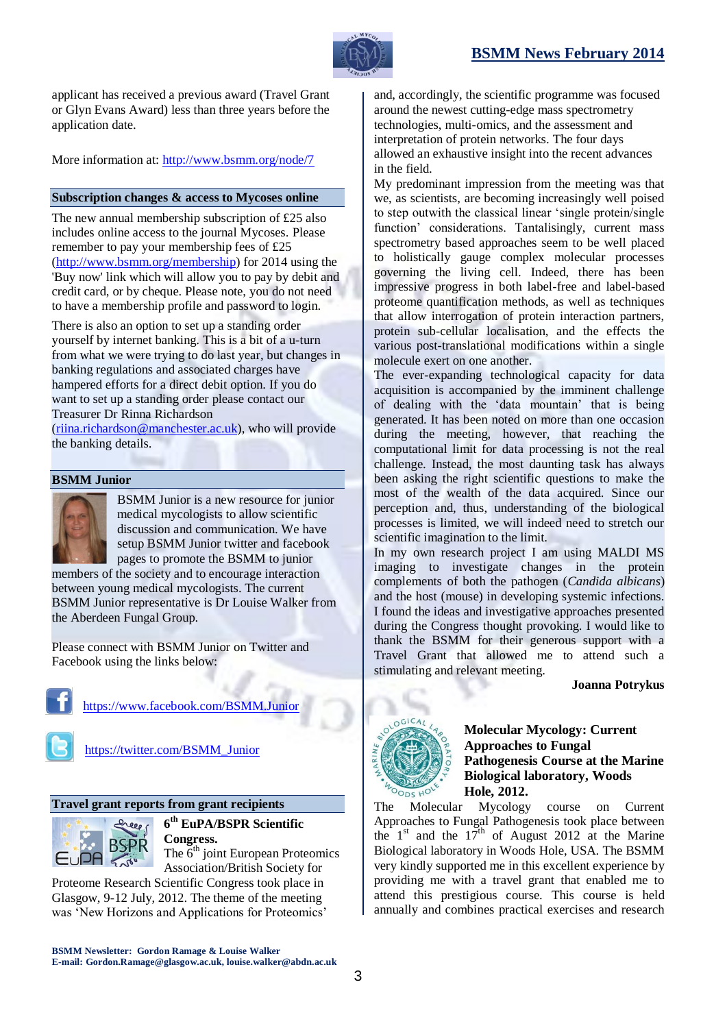applicant has received a previous award (Travel Grant or Glyn Evans Award) less than three years before the application date.

More information at: http://www.bsmm.org/node/7

## Subscription changes & access to Mycoses online

The new annual membership subscription of £25 also includes online access to the journal Mycoses. Please remember to pay your membership fees of £25 (http://www.bsmm.org/membership) for 2014 using the 'Buy now' link which will allow you to pay by debit and credit card, or by cheque. Please note, you do not need to have a membership profile and password to login.

There is also an option to set up a standing order yourself by internet banking. This is a bit of a u-turn from what we were trying to do last year, but changes in banking regulations and associated charges have hampered efforts for a direct debit option. If you do want to set up a standing order please contact our Treasurer Dr Rinna Richardson (riina.richardson@manchester.ac.uk), who will provide the banking details.

## BSMM Junior

BSMM Junior is a new resource for junior medical mycologists to allow scientific discussion and communication. We have setup BSMM Junior twitter and facebook pages to promote the BSMM to junior members of the society and to encourage interaction between young medical mycologists. The current BSMM Junior representative is Dr Louise Walker from the Aberdeen Fungal Group.

Please connect with BSMM Junior on Twitter and Facebook using the links below:

https://www.facebook.com/BSMM.Junior

https://twitter.com/BSMM_Junior

## Travel grant reports from grant recipients

### 6th EuPA/BSPR Scientific Congress.

The 6th joint European Proteomics Association/British Society for Proteome Research Scientific Congress took place in Glasgow, 9-12 July, 2012. The theme of the meeting was 'New Horizons and Applications for Proteomics' and, accordingly, the scientific programme was focused around the newest cutting-edge mass spectrometry technologies, multi-omics, and the assessment and interpretation of protein networks. The four days allowed an exhaustive insight into the recent advances in the field.

My predominant impression from the meeting was that we, as scientists, are becoming increasingly well poised to step outwith the classical linear 'single protein/single function' considerations. Tantalisingly, current mass spectrometry based approaches seem to be well placed to holistically gauge complex molecular processes governing the living cell. Indeed, there has been impressive progress in both label-free and label-based proteome quantification methods, as well as techniques that allow interrogation of protein interaction partners, protein sub-cellular localisation, and the effects the various post-translational modifications within a single molecule exert on one another.

The ever-expanding technological capacity for data acquisition is accompanied by the imminent challenge of dealing with the 'data mountain' that is being generated. It has been noted on more than one occasion during the meeting, however, that reaching the computational limit for data processing is not the real challenge. Instead, the most daunting task has always been asking the right scientific questions to make the most of the wealth of the data acquired. Since our perception and, thus, understanding of the biological processes is limited, we will indeed need to stretch our scientific imagination to the limit.

In my own research project I am using MALDI MS imaging to investigate changes in the protein complements of both the pathogen (*Candida albicans*) and the host (mouse) in developing systemic infections. I found the ideas and investigative approaches presented during the Congress thought provoking. I would like to thank the BSMM for their generous support with a Travel Grant that allowed me to attend such a stimulating and relevant meeting.

**Joanna Potrykus**

### Molecular Mycology: Current Approaches to Fungal Pathogenesis Course at the Marine Biological laboratory, Woods Hole, 2012.

The Molecular Mycology course on Current Approaches to Fungal Pathogenesis took place between the 1st and the 17th of August 2012 at the Marine Biological laboratory in Woods Hole, USA. The BSMM very kindly supported me in this excellent experience by providing me with a travel grant that enabled me to attend this prestigious course. This course is held annually and combines practical exercises and research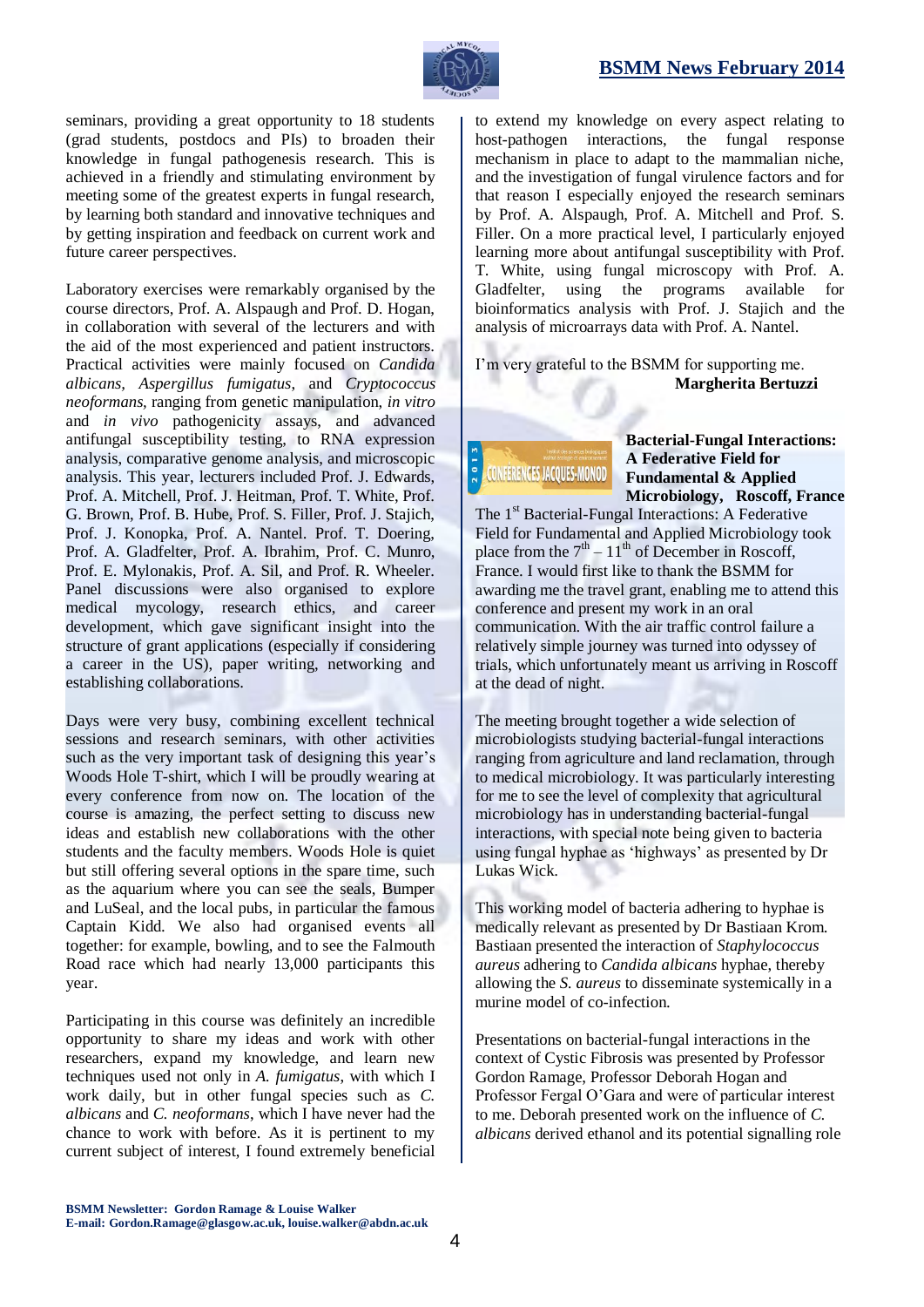seminars, providing a great opportunity to 18 students (grad students, postdocs and PIs) to broaden their knowledge in fungal pathogenesis research. This is achieved in a friendly and stimulating environment by meeting some of the greatest experts in fungal research, by learning both standard and innovative techniques and by getting inspiration and feedback on current work and future career perspectives.

Laboratory exercises were remarkably organised by the course directors, Prof. A. Alspaugh and Prof. D. Hogan, in collaboration with several of the lecturers and with the aid of the most experienced and patient instructors. Practical activities were mainly focused on *Candida albicans*, *Aspergillus fumigatus*, and *Cryptococcus neoformans*, ranging from genetic manipulation, *in vitro* and *in vivo* pathogenicity assays, and advanced antifungal susceptibility testing, to RNA expression analysis, comparative genome analysis, and microscopic analysis. This year, lecturers included Prof. J. Edwards, Prof. A. Mitchell, Prof. J. Heitman, Prof. T. White, Prof. G. Brown, Prof. B. Hube, Prof. S. Filler, Prof. J. Stajich, Prof. J. Konopka, Prof. A. Nantel. Prof. T. Doering, Prof. A. Gladfelter, Prof. A. Ibrahim, Prof. C. Munro, Prof. E. Mylonakis, Prof. A. Sil, and Prof. R. Wheeler. Panel discussions were also organised to explore medical mycology, research ethics, and career development, which gave significant insight into the structure of grant applications (especially if considering a career in the US), paper writing, networking and establishing collaborations.

Days were very busy, combining excellent technical sessions and research seminars, with other activities such as the very important task of designing this year's Woods Hole T-shirt, which I will be proudly wearing at every conference from now on. The location of the course is amazing, the perfect setting to discuss new ideas and establish new collaborations with the other students and the faculty members. Woods Hole is quiet but still offering several options in the spare time, such as the aquarium where you can see the seals, Bumper and LuSeal, and the local pubs, in particular the famous Captain Kidd. We also had organised events all together: for example, bowling, and to see the Falmouth Road race which had nearly 13,000 participants this year.

Participating in this course was definitely an incredible opportunity to share my ideas and work with other researchers, expand my knowledge, and learn new techniques used not only in *A. fumigatus*, with which I work daily, but in other fungal species such as *C. albicans* and *C. neoformans*, which I have never had the chance to work with before. As it is pertinent to my current subject of interest, I found extremely beneficial to extend my knowledge on every aspect relating to host-pathogen interactions, the fungal response mechanism in place to adapt to the mammalian niche, and the investigation of fungal virulence factors and for that reason I especially enjoyed the research seminars by Prof. A. Alspaugh, Prof. A. Mitchell and Prof. S. Filler. On a more practical level, I particularly enjoyed learning more about antifungal susceptibility with Prof. T. White, using fungal microscopy with Prof. A. Gladfelter, using the programs available for bioinformatics analysis with Prof. J. Stajich and the analysis of microarrays data with Prof. A. Nantel.

I'm very grateful to the BSMM for supporting me.

**Margherita Bertuzzi**

### Bacterial-Fungal Interactions: A Federative Field for Fundamental & Applied Microbiology, Roscoff, France

The 1st Bacterial-Fungal Interactions: A Federative Field for Fundamental and Applied Microbiology took place from the 7th – 11th of December in Roscoff, France. I would first like to thank the BSMM for awarding me the travel grant, enabling me to attend this conference and present my work in an oral communication. With the air traffic control failure a relatively simple journey was turned into odyssey of trials, which unfortunately meant us arriving in Roscoff at the dead of night.

The meeting brought together a wide selection of microbiologists studying bacterial-fungal interactions ranging from agriculture and land reclamation, through to medical microbiology. It was particularly interesting for me to see the level of complexity that agricultural microbiology has in understanding bacterial-fungal interactions, with special note being given to bacteria using fungal hyphae as 'highways' as presented by Dr Lukas Wick.

This working model of bacteria adhering to hyphae is medically relevant as presented by Dr Bastiaan Krom. Bastiaan presented the interaction of *Staphylococcus aureus* adhering to *Candida albicans* hyphae, thereby allowing the *S. aureus* to disseminate systemically in a murine model of co-infection.

Presentations on bacterial-fungal interactions in the context of Cystic Fibrosis was presented by Professor Gordon Ramage, Professor Deborah Hogan and Professor Fergal O'Gara and were of particular interest to me. Deborah presented work on the influence of *C. albicans* derived ethanol and its potential signalling role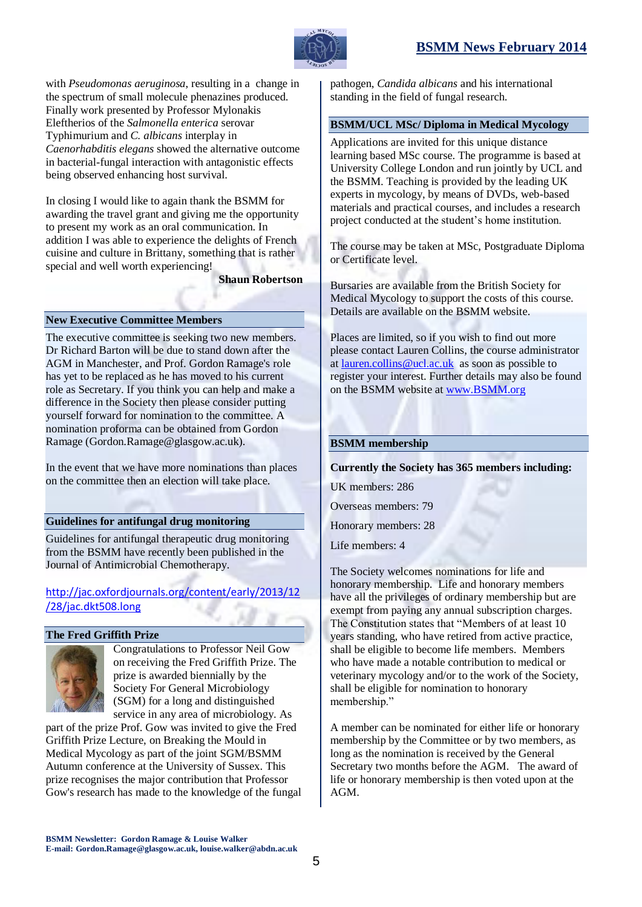with *Pseudomonas aeruginosa*, resulting in a change in the spectrum of small molecule phenazines produced. Finally work presented by Professor Mylonakis Eleftherios of the *Salmonella enterica* serovar Typhimurium and *C. albicans* interplay in *Caenorhabditis elegans* showed the alternative outcome in bacterial-fungal interaction with antagonistic effects being observed enhancing host survival.

In closing I would like to again thank the BSMM for awarding the travel grant and giving me the opportunity to present my work as an oral communication. In addition I was able to experience the delights of French cuisine and culture in Brittany, something that is rather special and well worth experiencing!

**Shaun Robertson**

## New Executive Committee Members

The executive committee is seeking two new members. Dr Richard Barton will be due to stand down after the AGM in Manchester, and Prof. Gordon Ramage's role has yet to be replaced as he has moved to his current role as Secretary. If you think you can help and make a difference in the Society then please consider putting yourself forward for nomination to the committee. A nomination proforma can be obtained from Gordon Ramage (Gordon.Ramage@glasgow.ac.uk).

In the event that we have more nominations than places on the committee then an election will take place.

## Guidelines for antifungal drug monitoring

Guidelines for antifungal therapeutic drug monitoring from the BSMM have recently been published in the Journal of Antimicrobial Chemotherapy.

http://jac.oxfordjournals.org/content/early/2013/12/28/jac.dkt508.long

## The Fred Griffith Prize

Congratulations to Professor Neil Gow on receiving the Fred Griffith Prize. The prize is awarded biennially by the Society For General Microbiology (SGM) for a long and distinguished service in any area of microbiology. As part of the prize Prof. Gow was invited to give the Fred Griffith Prize Lecture, on Breaking the Mould in Medical Mycology as part of the joint SGM/BSMM Autumn conference at the University of Sussex. This prize recognises the major contribution that Professor Gow's research has made to the knowledge of the fungal pathogen, *Candida albicans* and his international standing in the field of fungal research.

## BSMM/UCL MSc/ Diploma in Medical Mycology

Applications are invited for this unique distance learning based MSc course. The programme is based at University College London and run jointly by UCL and the BSMM. Teaching is provided by the leading UK experts in mycology, by means of DVDs, web-based materials and practical courses, and includes a research project conducted at the student's home institution.

The course may be taken at MSc, Postgraduate Diploma or Certificate level.

Bursaries are available from the British Society for Medical Mycology to support the costs of this course. Details are available on the BSMM website.

Places are limited, so if you wish to find out more please contact Lauren Collins, the course administrator at lauren.collins@ucl.ac.uk as soon as possible to register your interest. Further details may also be found on the BSMM website at www.BSMM.org

## BSMM membership

**Currently the Society has 365 members including:**

UK members: 286

Overseas members: 79

Honorary members: 28

Life members: 4

The Society welcomes nominations for life and honorary membership. Life and honorary members have all the privileges of ordinary membership but are exempt from paying any annual subscription charges. The Constitution states that "Members of at least 10 years standing, who have retired from active practice, shall be eligible to become life members. Members who have made a notable contribution to medical or veterinary mycology and/or to the work of the Society, shall be eligible for nomination to honorary membership."

A member can be nominated for either life or honorary membership by the Committee or by two members, as long as the nomination is received by the General Secretary two months before the AGM. The award of life or honorary membership is then voted upon at the AGM.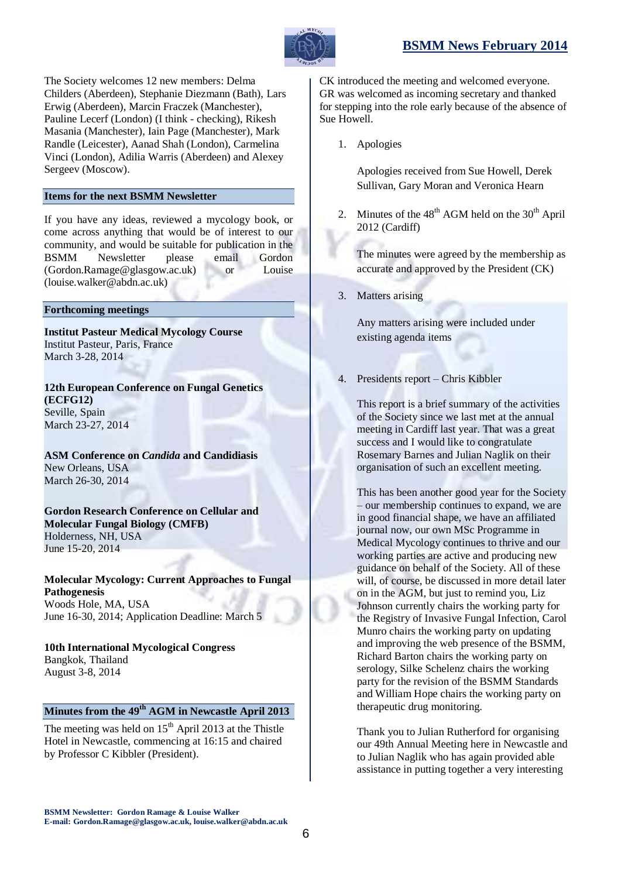The Society welcomes 12 new members: Delma Childers (Aberdeen), Stephanie Diezmann (Bath), Lars Erwig (Aberdeen), Marcin Fraczek (Manchester), Pauline Lecerf (London) (I think - checking), Rikesh Masania (Manchester), Iain Page (Manchester), Mark Randle (Leicester), Aanad Shah (London), Carmelina Vinci (London), Adilia Warris (Aberdeen) and Alexey Sergeev (Moscow).

## Items for the next BSMM Newsletter

If you have any ideas, reviewed a mycology book, or come across anything that would be of interest to our community, and would be suitable for publication in the BSMM Newsletter please email Gordon (Gordon.Ramage@glasgow.ac.uk) or Louise (louise.walker@abdn.ac.uk)

## Forthcoming meetings

**Institut Pasteur Medical Mycology Course**
Institut Pasteur, Paris, France
March 3-28, 2014

**12th European Conference on Fungal Genetics (ECFG12)**
Seville, Spain
March 23-27, 2014

**ASM Conference on *Candida* and Candidiasis**
New Orleans, USA
March 26-30, 2014

**Gordon Research Conference on Cellular and Molecular Fungal Biology (CMFB)**
Holderness, NH, USA
June 15-20, 2014

**Molecular Mycology: Current Approaches to Fungal Pathogenesis**
Woods Hole, MA, USA
June 16-30, 2014; Application Deadline: March 5

**10th International Mycological Congress**
Bangkok, Thailand
August 3-8, 2014

## Minutes from the 49th AGM in Newcastle April 2013

The meeting was held on 15th April 2013 at the Thistle Hotel in Newcastle, commencing at 16:15 and chaired by Professor C Kibbler (President).

CK introduced the meeting and welcomed everyone. GR was welcomed as incoming secretary and thanked for stepping into the role early because of the absence of Sue Howell.

1. Apologies

   Apologies received from Sue Howell, Derek Sullivan, Gary Moran and Veronica Hearn

2. Minutes of the 48th AGM held on the 30th April 2012 (Cardiff)

   The minutes were agreed by the membership as accurate and approved by the President (CK)

3. Matters arising

   Any matters arising were included under existing agenda items

4. Presidents report – Chris Kibbler

   This report is a brief summary of the activities of the Society since we last met at the annual meeting in Cardiff last year. That was a great success and I would like to congratulate Rosemary Barnes and Julian Naglik on their organisation of such an excellent meeting.

   This has been another good year for the Society – our membership continues to expand, we are in good financial shape, we have an affiliated journal now, our own MSc Programme in Medical Mycology continues to thrive and our working parties are active and producing new guidance on behalf of the Society. All of these will, of course, be discussed in more detail later on in the AGM, but just to remind you, Liz Johnson currently chairs the working party for the Registry of Invasive Fungal Infection, Carol Munro chairs the working party on updating and improving the web presence of the BSMM, Richard Barton chairs the working party on serology, Silke Schelenz chairs the working party for the revision of the BSMM Standards and William Hope chairs the working party on therapeutic drug monitoring.

   Thank you to Julian Rutherford for organising our 49th Annual Meeting here in Newcastle and to Julian Naglik who has again provided able assistance in putting together a very interesting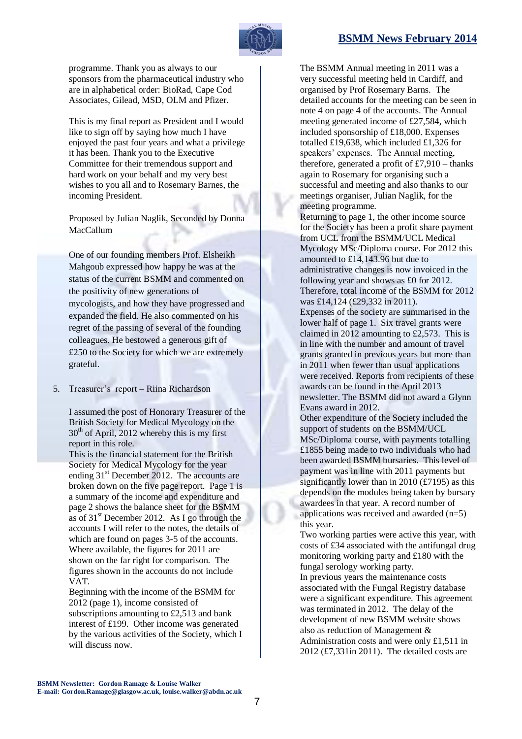programme. Thank you as always to our sponsors from the pharmaceutical industry who are in alphabetical order: BioRad, Cape Cod Associates, Gilead, MSD, OLM and Pfizer.

This is my final report as President and I would like to sign off by saying how much I have enjoyed the past four years and what a privilege it has been. Thank you to the Executive Committee for their tremendous support and hard work on your behalf and my very best wishes to you all and to Rosemary Barnes, the incoming President.

Proposed by Julian Naglik, Seconded by Donna MacCallum

One of our founding members Prof. Elsheikh Mahgoub expressed how happy he was at the status of the current BSMM and commented on the positivity of new generations of mycologists, and how they have progressed and expanded the field. He also commented on his regret of the passing of several of the founding colleagues. He bestowed a generous gift of £250 to the Society for which we are extremely grateful.

5. Treasurer's report – Riina Richardson

I assumed the post of Honorary Treasurer of the British Society for Medical Mycology on the 30th of April, 2012 whereby this is my first report in this role.
This is the financial statement for the British Society for Medical Mycology for the year ending 31st December 2012. The accounts are broken down on the five page report. Page 1 is a summary of the income and expenditure and page 2 shows the balance sheet for the BSMM as of 31st December 2012. As I go through the accounts I will refer to the notes, the details of which are found on pages 3-5 of the accounts. Where available, the figures for 2011 are shown on the far right for comparison. The figures shown in the accounts do not include VAT.
Beginning with the income of the BSMM for 2012 (page 1), income consisted of subscriptions amounting to £2,513 and bank interest of £199. Other income was generated by the various activities of the Society, which I will discuss now.

The BSMM Annual meeting in 2011 was a very successful meeting held in Cardiff, and organised by Prof Rosemary Barns. The detailed accounts for the meeting can be seen in note 4 on page 4 of the accounts. The Annual meeting generated income of £27,584, which included sponsorship of £18,000. Expenses totalled £19,638, which included £1,326 for speakers' expenses. The Annual meeting, therefore, generated a profit of £7,910 – thanks again to Rosemary for organising such a successful and meeting and also thanks to our meetings organiser, Julian Naglik, for the meeting programme.
Returning to page 1, the other income source for the Society has been a profit share payment from UCL from the BSMM/UCL Medical Mycology MSc/Diploma course. For 2012 this amounted to £14,143.96 but due to administrative changes is now invoiced in the following year and shows as £0 for 2012. Therefore, total income of the BSMM for 2012 was £14,124 (£29,332 in 2011).
Expenses of the society are summarised in the lower half of page 1. Six travel grants were claimed in 2012 amounting to £2,573. This is in line with the number and amount of travel grants granted in previous years but more than in 2011 when fewer than usual applications were received. Reports from recipients of these awards can be found in the April 2013 newsletter. The BSMM did not award a Glynn Evans award in 2012.
Other expenditure of the Society included the support of students on the BSMM/UCL MSc/Diploma course, with payments totalling £1855 being made to two individuals who had been awarded BSMM bursaries. This level of payment was in line with 2011 payments but significantly lower than in 2010 (£7195) as this depends on the modules being taken by bursary awardees in that year. A record number of applications was received and awarded (n=5) this year.
Two working parties were active this year, with costs of £34 associated with the antifungal drug monitoring working party and £180 with the fungal serology working party.
In previous years the maintenance costs associated with the Fungal Registry database were a significant expenditure. This agreement was terminated in 2012. The delay of the development of new BSMM website shows also as reduction of Management & Administration costs and were only £1,511 in 2012 (£7,331in 2011). The detailed costs are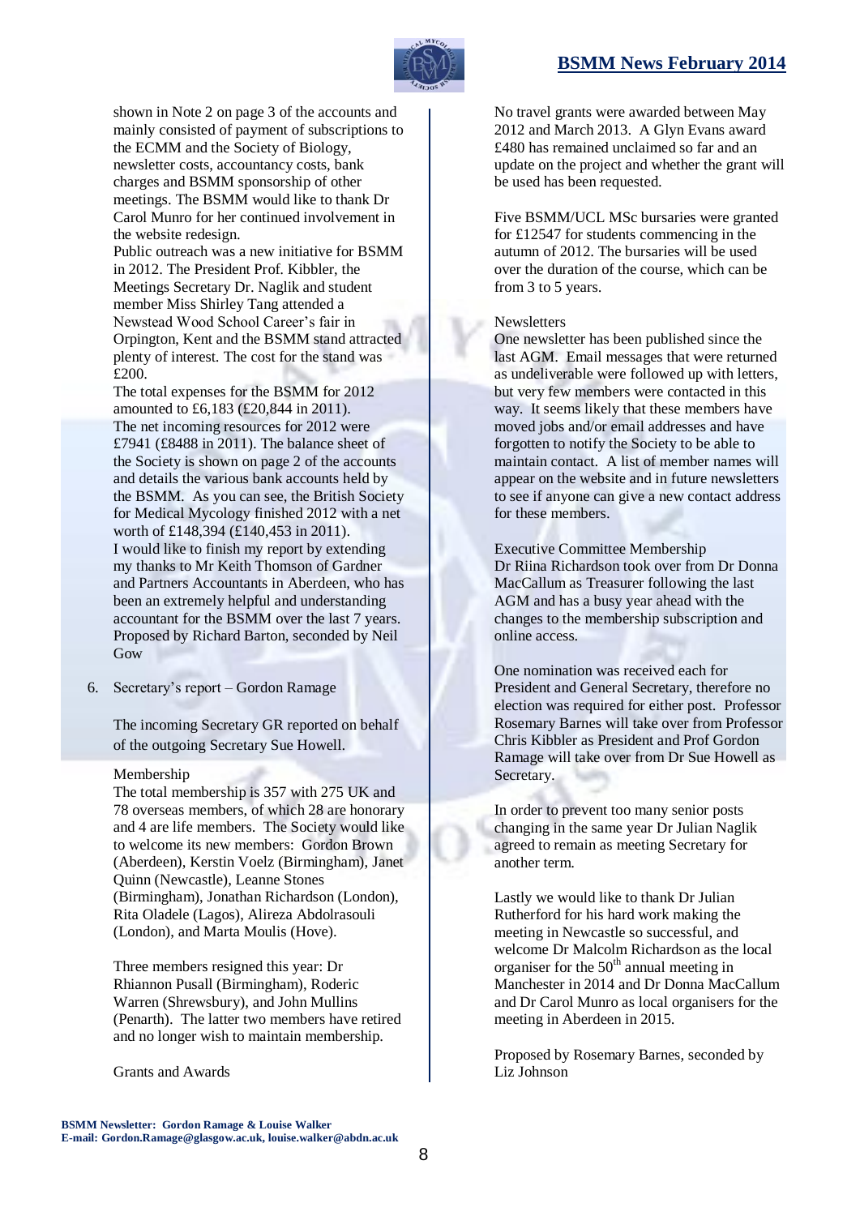shown in Note 2 on page 3 of the accounts and mainly consisted of payment of subscriptions to the ECMM and the Society of Biology, newsletter costs, accountancy costs, bank charges and BSMM sponsorship of other meetings. The BSMM would like to thank Dr Carol Munro for her continued involvement in the website redesign.

Public outreach was a new initiative for BSMM in 2012. The President Prof. Kibbler, the Meetings Secretary Dr. Naglik and student member Miss Shirley Tang attended a Newstead Wood School Career's fair in Orpington, Kent and the BSMM stand attracted plenty of interest. The cost for the stand was £200.

The total expenses for the BSMM for 2012 amounted to £6,183 (£20,844 in 2011). The net incoming resources for 2012 were £7941 (£8488 in 2011). The balance sheet of the Society is shown on page 2 of the accounts and details the various bank accounts held by the BSMM. As you can see, the British Society for Medical Mycology finished 2012 with a net worth of £148,394 (£140,453 in 2011).

I would like to finish my report by extending my thanks to Mr Keith Thomson of Gardner and Partners Accountants in Aberdeen, who has been an extremely helpful and understanding accountant for the BSMM over the last 7 years.

Proposed by Richard Barton, seconded by Neil Gow

6. Secretary's report – Gordon Ramage

   The incoming Secretary GR reported on behalf of the outgoing Secretary Sue Howell.

   Membership

   The total membership is 357 with 275 UK and 78 overseas members, of which 28 are honorary and 4 are life members. The Society would like to welcome its new members: Gordon Brown (Aberdeen), Kerstin Voelz (Birmingham), Janet Quinn (Newcastle), Leanne Stones (Birmingham), Jonathan Richardson (London), Rita Oladele (Lagos), Alireza Abdolrasouli (London), and Marta Moulis (Hove).

   Three members resigned this year: Dr Rhiannon Pusall (Birmingham), Roderic Warren (Shrewsbury), and John Mullins (Penarth). The latter two members have retired and no longer wish to maintain membership.

   Grants and Awards

   No travel grants were awarded between May 2012 and March 2013. A Glyn Evans award £480 has remained unclaimed so far and an update on the project and whether the grant will be used has been requested.

   Five BSMM/UCL MSc bursaries were granted for £12547 for students commencing in the autumn of 2012. The bursaries will be used over the duration of the course, which can be from 3 to 5 years.

   Newsletters

   One newsletter has been published since the last AGM. Email messages that were returned as undeliverable were followed up with letters, but very few members were contacted in this way. It seems likely that these members have moved jobs and/or email addresses and have forgotten to notify the Society to be able to maintain contact. A list of member names will appear on the website and in future newsletters to see if anyone can give a new contact address for these members.

   Executive Committee Membership

   Dr Riina Richardson took over from Dr Donna MacCallum as Treasurer following the last AGM and has a busy year ahead with the changes to the membership subscription and online access.

   One nomination was received each for President and General Secretary, therefore no election was required for either post. Professor Rosemary Barnes will take over from Professor Chris Kibbler as President and Prof Gordon Ramage will take over from Dr Sue Howell as Secretary.

   In order to prevent too many senior posts changing in the same year Dr Julian Naglik agreed to remain as meeting Secretary for another term.

   Lastly we would like to thank Dr Julian Rutherford for his hard work making the meeting in Newcastle so successful, and welcome Dr Malcolm Richardson as the local organiser for the 50th annual meeting in Manchester in 2014 and Dr Donna MacCallum and Dr Carol Munro as local organisers for the meeting in Aberdeen in 2015.

   Proposed by Rosemary Barnes, seconded by Liz Johnson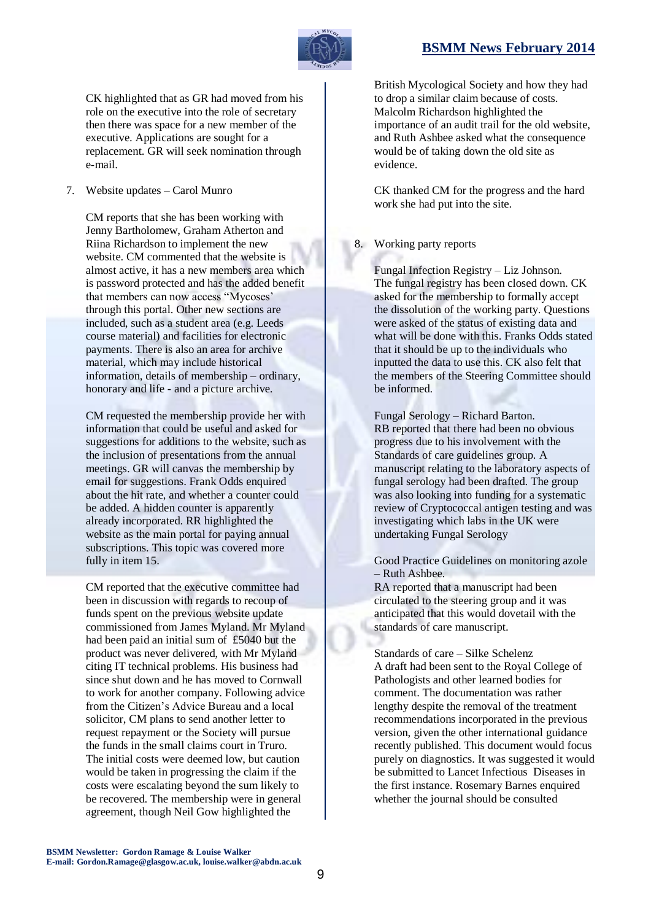CK highlighted that as GR had moved from his role on the executive into the role of secretary then there was space for a new member of the executive. Applications are sought for a replacement. GR will seek nomination through e-mail.

7. Website updates – Carol Munro

CM reports that she has been working with Jenny Bartholomew, Graham Atherton and Riina Richardson to implement the new website. CM commented that the website is almost active, it has a new members area which is password protected and has the added benefit that members can now access "Mycoses" through this portal. Other new sections are included, such as a student area (e.g. Leeds course material) and facilities for electronic payments. There is also an area for archive material, which may include historical information, details of membership – ordinary, honorary and life - and a picture archive.

CM requested the membership provide her with information that could be useful and asked for suggestions for additions to the website, such as the inclusion of presentations from the annual meetings. GR will canvas the membership by email for suggestions. Frank Odds enquired about the hit rate, and whether a counter could be added. A hidden counter is apparently already incorporated. RR highlighted the website as the main portal for paying annual subscriptions. This topic was covered more fully in item 15.

CM reported that the executive committee had been in discussion with regards to recoup of funds spent on the previous website update commissioned from James Myland. Mr Myland had been paid an initial sum of £5040 but the product was never delivered, with Mr Myland citing IT technical problems. His business had since shut down and he has moved to Cornwall to work for another company. Following advice from the Citizen's Advice Bureau and a local solicitor, CM plans to send another letter to request repayment or the Society will pursue the funds in the small claims court in Truro. The initial costs were deemed low, but caution would be taken in progressing the claim if the costs were escalating beyond the sum likely to be recovered. The membership were in general agreement, though Neil Gow highlighted the British Mycological Society and how they had to drop a similar claim because of costs. Malcolm Richardson highlighted the importance of an audit trail for the old website, and Ruth Ashbee asked what the consequence would be of taking down the old site as evidence.

CK thanked CM for the progress and the hard work she had put into the site.

8. Working party reports

Fungal Infection Registry – Liz Johnson.
The fungal registry has been closed down. CK asked for the membership to formally accept the dissolution of the working party. Questions were asked of the status of existing data and what will be done with this. Franks Odds stated that it should be up to the individuals who inputted the data to use this. CK also felt that the members of the Steering Committee should be informed.

Fungal Serology – Richard Barton.
RB reported that there had been no obvious progress due to his involvement with the Standards of care guidelines group. A manuscript relating to the laboratory aspects of fungal serology had been drafted. The group was also looking into funding for a systematic review of Cryptococcal antigen testing and was investigating which labs in the UK were undertaking Fungal Serology

Good Practice Guidelines on monitoring azole – Ruth Ashbee.
RA reported that a manuscript had been circulated to the steering group and it was anticipated that this would dovetail with the standards of care manuscript.

Standards of care – Silke Schelenz
A draft had been sent to the Royal College of Pathologists and other learned bodies for comment. The documentation was rather lengthy despite the removal of the treatment recommendations incorporated in the previous version, given the other international guidance recently published. This document would focus purely on diagnostics. It was suggested it would be submitted to Lancet Infectious Diseases in the first instance. Rosemary Barnes enquired whether the journal should be consulted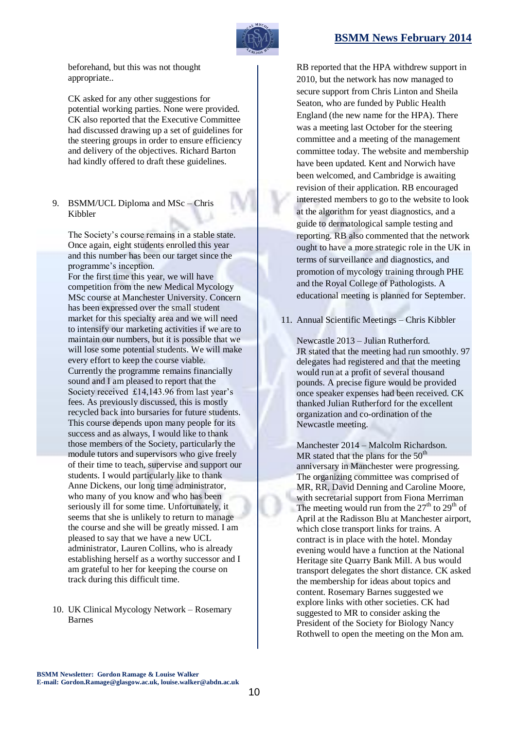beforehand, but this was not thought appropriate..

CK asked for any other suggestions for potential working parties. None were provided. CK also reported that the Executive Committee had discussed drawing up a set of guidelines for the steering groups in order to ensure efficiency and delivery of the objectives. Richard Barton had kindly offered to draft these guidelines.

9. BSMM/UCL Diploma and MSc – Chris Kibbler

   The Society's course remains in a stable state. Once again, eight students enrolled this year and this number has been our target since the programme's inception.
   For the first time this year, we will have competition from the new Medical Mycology MSc course at Manchester University. Concern has been expressed over the small student market for this specialty area and we will need to intensify our marketing activities if we are to maintain our numbers, but it is possible that we will lose some potential students. We will make every effort to keep the course viable.
   Currently the programme remains financially sound and I am pleased to report that the Society received £14,143.96 from last year's fees. As previously discussed, this is mostly recycled back into bursaries for future students. This course depends upon many people for its success and as always, I would like to thank those members of the Society, particularly the module tutors and supervisors who give freely of their time to teach, supervise and support our students. I would particularly like to thank Anne Dickens, our long time administrator, who many of you know and who has been seriously ill for some time. Unfortunately, it seems that she is unlikely to return to manage the course and she will be greatly missed. I am pleased to say that we have a new UCL administrator, Lauren Collins, who is already establishing herself as a worthy successor and I am grateful to her for keeping the course on track during this difficult time.

10. UK Clinical Mycology Network – Rosemary Barnes

    RB reported that the HPA withdrew support in 2010, but the network has now managed to secure support from Chris Linton and Sheila Seaton, who are funded by Public Health England (the new name for the HPA). There was a meeting last October for the steering committee and a meeting of the management committee today. The website and membership have been updated. Kent and Norwich have been welcomed, and Cambridge is awaiting revision of their application. RB encouraged interested members to go to the website to look at the algorithm for yeast diagnostics, and a guide to dermatological sample testing and reporting. RB also commented that the network ought to have a more strategic role in the UK in terms of surveillance and diagnostics, and promotion of mycology training through PHE and the Royal College of Pathologists. A educational meeting is planned for September.

11. Annual Scientific Meetings – Chris Kibbler

    Newcastle 2013 – Julian Rutherford.
    JR stated that the meeting had run smoothly. 97 delegates had registered and that the meeting would run at a profit of several thousand pounds. A precise figure would be provided once speaker expenses had been received. CK thanked Julian Rutherford for the excellent organization and co-ordination of the Newcastle meeting.

    Manchester 2014 – Malcolm Richardson.
    MR stated that the plans for the 50$^{th}$ anniversary in Manchester were progressing. The organizing committee was comprised of MR, RR, David Denning and Caroline Moore, with secretarial support from Fiona Merriman The meeting would run from the 27$^{th}$ to 29$^{th}$ of April at the Radisson Blu at Manchester airport, which close transport links for trains. A contract is in place with the hotel. Monday evening would have a function at the National Heritage site Quarry Bank Mill. A bus would transport delegates the short distance. CK asked the membership for ideas about topics and content. Rosemary Barnes suggested we explore links with other societies. CK had suggested to MR to consider asking the President of the Society for Biology Nancy Rothwell to open the meeting on the Mon am.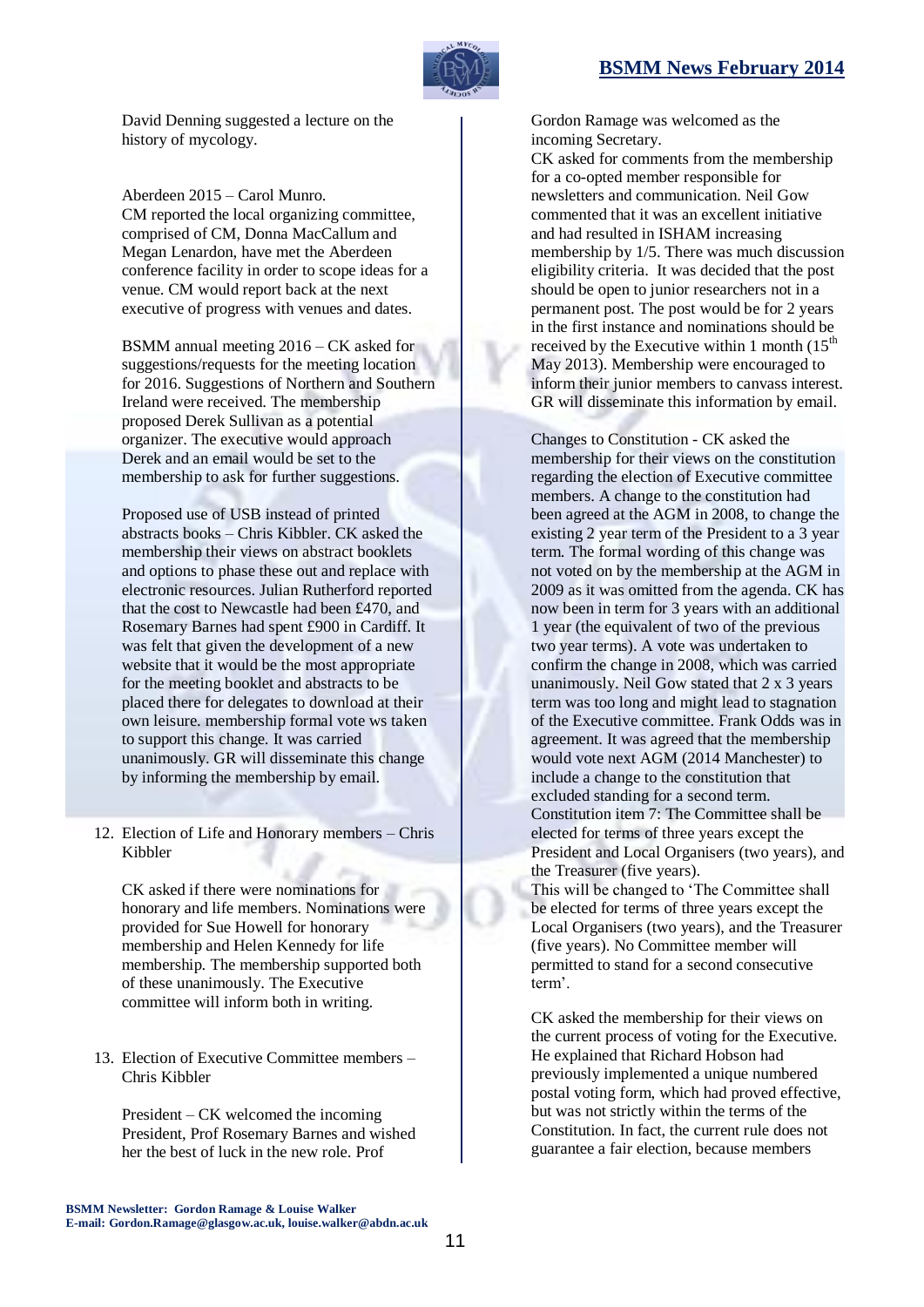David Denning suggested a lecture on the history of mycology.

Aberdeen 2015 – Carol Munro.
CM reported the local organizing committee, comprised of CM, Donna MacCallum and Megan Lenardon, have met the Aberdeen conference facility in order to scope ideas for a venue. CM would report back at the next executive of progress with venues and dates.

BSMM annual meeting 2016 – CK asked for suggestions/requests for the meeting location for 2016. Suggestions of Northern and Southern Ireland were received. The membership proposed Derek Sullivan as a potential organizer. The executive would approach Derek and an email would be set to the membership to ask for further suggestions.

Proposed use of USB instead of printed abstracts books – Chris Kibbler. CK asked the membership their views on abstract booklets and options to phase these out and replace with electronic resources. Julian Rutherford reported that the cost to Newcastle had been £470, and Rosemary Barnes had spent £900 in Cardiff. It was felt that given the development of a new website that it would be the most appropriate for the meeting booklet and abstracts to be placed there for delegates to download at their own leisure. membership formal vote ws taken to support this change. It was carried unanimously. GR will disseminate this change by informing the membership by email.

12. Election of Life and Honorary members – Chris Kibbler

    CK asked if there were nominations for honorary and life members. Nominations were provided for Sue Howell for honorary membership and Helen Kennedy for life membership. The membership supported both of these unanimously. The Executive committee will inform both in writing.

13. Election of Executive Committee members – Chris Kibbler

    President – CK welcomed the incoming President, Prof Rosemary Barnes and wished her the best of luck in the new role. Prof Gordon Ramage was welcomed as the incoming Secretary.

CK asked for comments from the membership for a co-opted member responsible for newsletters and communication. Neil Gow commented that it was an excellent initiative and had resulted in ISHAM increasing membership by 1/5. There was much discussion eligibility criteria. It was decided that the post should be open to junior researchers not in a permanent post. The post would be for 2 years in the first instance and nominations should be received by the Executive within 1 month (15th May 2013). Membership were encouraged to inform their junior members to canvass interest. GR will disseminate this information by email.

Changes to Constitution - CK asked the membership for their views on the constitution regarding the election of Executive committee members. A change to the constitution had been agreed at the AGM in 2008, to change the existing 2 year term of the President to a 3 year term. The formal wording of this change was not voted on by the membership at the AGM in 2009 as it was omitted from the agenda. CK has now been in term for 3 years with an additional 1 year (the equivalent of two of the previous two year terms). A vote was undertaken to confirm the change in 2008, which was carried unanimously. Neil Gow stated that 2 x 3 years term was too long and might lead to stagnation of the Executive committee. Frank Odds was in agreement. It was agreed that the membership would vote next AGM (2014 Manchester) to include a change to the constitution that excluded standing for a second term.
Constitution item 7: The Committee shall be elected for terms of three years except the President and Local Organisers (two years), and the Treasurer (five years).
This will be changed to 'The Committee shall be elected for terms of three years except the Local Organisers (two years), and the Treasurer (five years). No Committee member will permitted to stand for a second consecutive term'.

CK asked the membership for their views on the current process of voting for the Executive. He explained that Richard Hobson had previously implemented a unique numbered postal voting form, which had proved effective, but was not strictly within the terms of the Constitution. In fact, the current rule does not guarantee a fair election, because members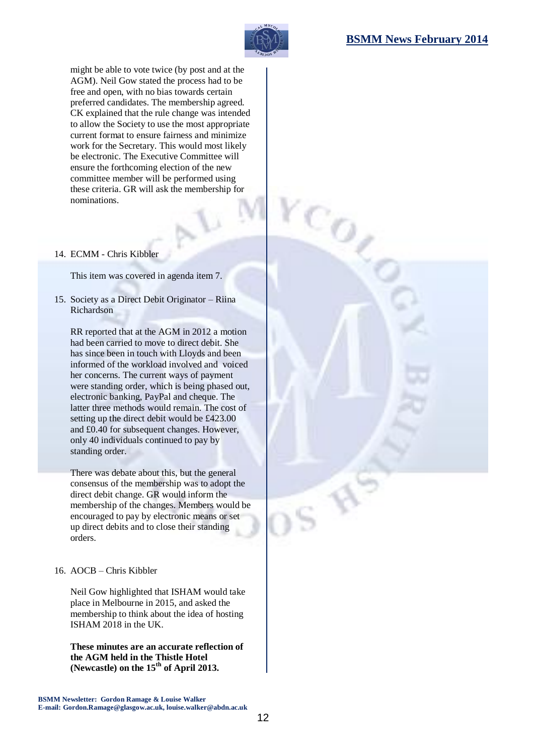might be able to vote twice (by post and at the AGM). Neil Gow stated the process had to be free and open, with no bias towards certain preferred candidates. The membership agreed. CK explained that the rule change was intended to allow the Society to use the most appropriate current format to ensure fairness and minimize work for the Secretary. This would most likely be electronic. The Executive Committee will ensure the forthcoming election of the new committee member will be performed using these criteria. GR will ask the membership for nominations.

14. ECMM - Chris Kibbler

    This item was covered in agenda item 7.

15. Society as a Direct Debit Originator – Riina Richardson

    RR reported that at the AGM in 2012 a motion had been carried to move to direct debit. She has since been in touch with Lloyds and been informed of the workload involved and voiced her concerns. The current ways of payment were standing order, which is being phased out, electronic banking, PayPal and cheque. The latter three methods would remain. The cost of setting up the direct debit would be £423.00 and £0.40 for subsequent changes. However, only 40 individuals continued to pay by standing order.

    There was debate about this, but the general consensus of the membership was to adopt the direct debit change. GR would inform the membership of the changes. Members would be encouraged to pay by electronic means or set up direct debits and to close their standing orders.

16. AOCB – Chris Kibbler

    Neil Gow highlighted that ISHAM would take place in Melbourne in 2015, and asked the membership to think about the idea of hosting ISHAM 2018 in the UK.

    **These minutes are an accurate reflection of the AGM held in the Thistle Hotel (Newcastle) on the 15th of April 2013.**